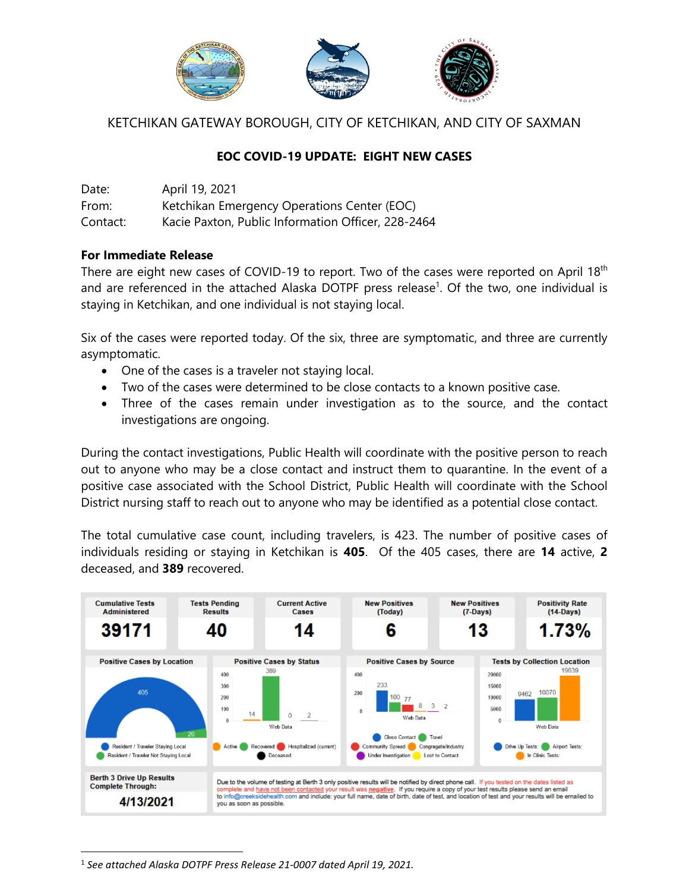KETCHIKAN GATEWAY BOROUGH, CITY OF KETCHIKAN, AND CITY OF SAXMAN

## EOC COVID-19 UPDATE: EIGHT NEW CASES

Date: April 19, 2021
From: Ketchikan Emergency Operations Center (EOC)
Contact: Kacie Paxton, Public Information Officer, 228-2464

**For Immediate Release**

There are eight new cases of COVID-19 to report. Two of the cases were reported on April 18th and are referenced in the attached Alaska DOTPF press release[1]. Of the two, one individual is staying in Ketchikan, and one individual is not staying local.

Six of the cases were reported today. Of the six, three are symptomatic, and three are currently asymptomatic.

- One of the cases is a traveler not staying local.
- Two of the cases were determined to be close contacts to a known positive case.
- Three of the cases remain under investigation as to the source, and the contact investigations are ongoing.

During the contact investigations, Public Health will coordinate with the positive person to reach out to anyone who may be a close contact and instruct them to quarantine. In the event of a positive case associated with the School District, Public Health will coordinate with the School District nursing staff to reach out to anyone who may be identified as a potential close contact.

The total cumulative case count, including travelers, is 423. The number of positive cases of individuals residing or staying in Ketchikan is **405**. Of the 405 cases, there are **14** active, **2** deceased, and **389** recovered.

| Cumulative Tests Administered | Tests Pending Results | Current Active Cases | New Positives (Today) | New Positives (7-Days) | Positivity Rate (14-Days) |
|---|---|---|---|---|---|
| 39171 | 40 | 14 | 6 | 13 | 1.73% |

**Positive Cases by Location:** Resident / Traveler Staying Local: 405; Resident / Traveler Not Staying Local: 20

**Positive Cases by Status:** Active: 14; Recovered: 389; Hospitalized (current): 0; Deceased: 2

**Positive Cases by Source:** Close Contact: 233; Travel: 100; Community Spread: 77; Congregate/Industry: 8; Under Investigation: 3; Lost to Contact: 2

**Tests by Collection Location:** Drive Up Tests: 9462; Airport Tests: 10070; In Clinic Tests: 19639

**Berth 3 Drive Up Results Complete Through:** 4/13/2021

Due to the volume of testing at Berth 3 only positive results will be notified by direct phone call. If you tested on the dates listed as complete and have not been contacted your result was negative. If you require a copy of your test results please send an email to info@creeksidehealth.com and include: your full name, date of birth, date of test, and location of test and your results will be emailed to you as soon as possible.

[1] *See attached Alaska DOTPF Press Release 21-0007 dated April 19, 2021.*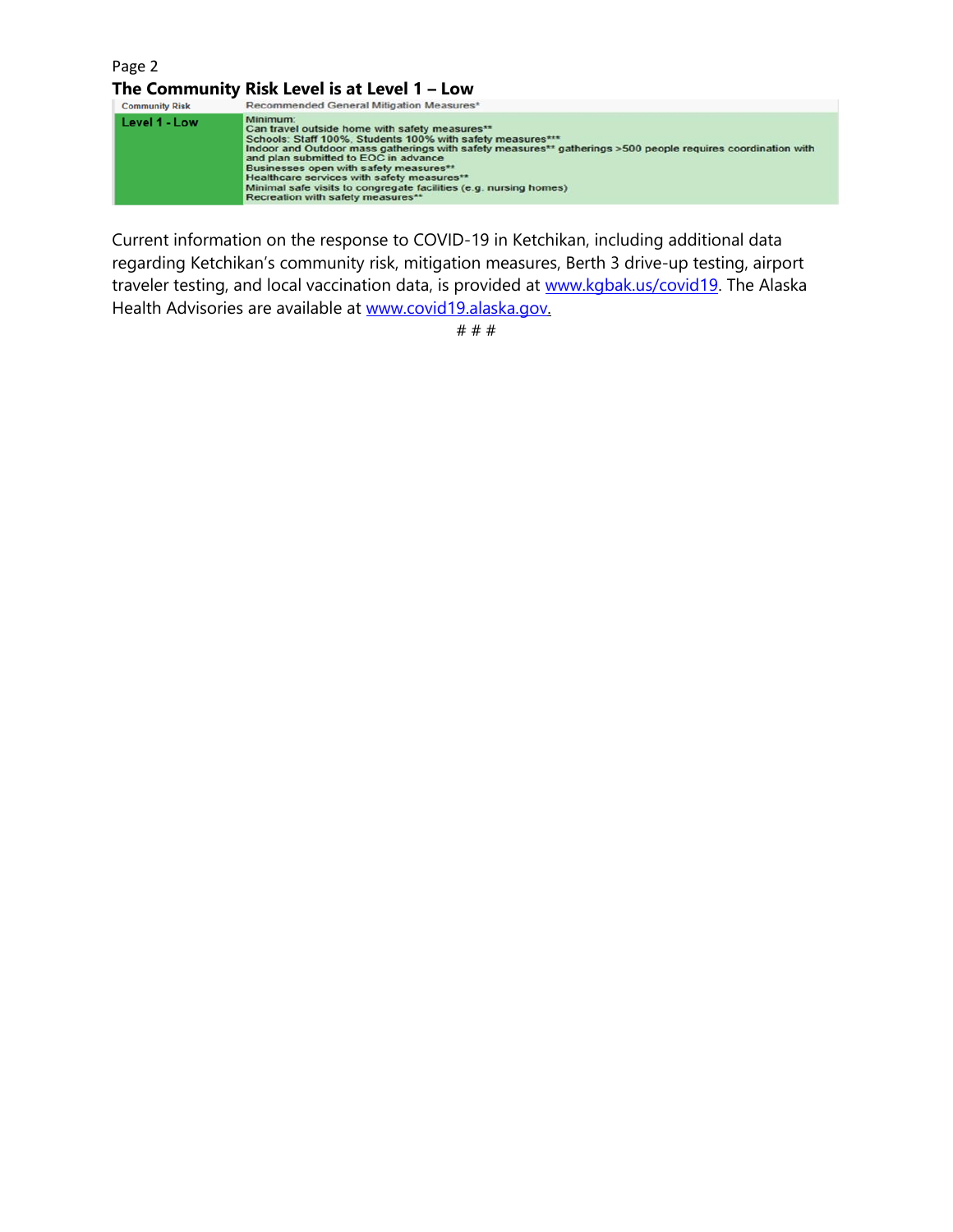## The Community Risk Level is at Level 1 – Low

| Community Risk | Recommended General Mitigation Measures* |
| --- | --- |
| Level 1 - Low | Minimum:<br>Can travel outside home with safety measures**<br>Schools: Staff 100%, Students 100% with safety measures***<br>Indoor and Outdoor mass gatherings with safety measures** gatherings >500 people requires coordination with and plan submitted to EOC in advance<br>Businesses open with safety measures**<br>Healthcare services with safety measures**<br>Minimal safe visits to congregate facilities (e.g. nursing homes)<br>Recreation with safety measures** |

Current information on the response to COVID-19 in Ketchikan, including additional data regarding Ketchikan's community risk, mitigation measures, Berth 3 drive-up testing, airport traveler testing, and local vaccination data, is provided at www.kgbak.us/covid19. The Alaska Health Advisories are available at www.covid19.alaska.gov.

# # #